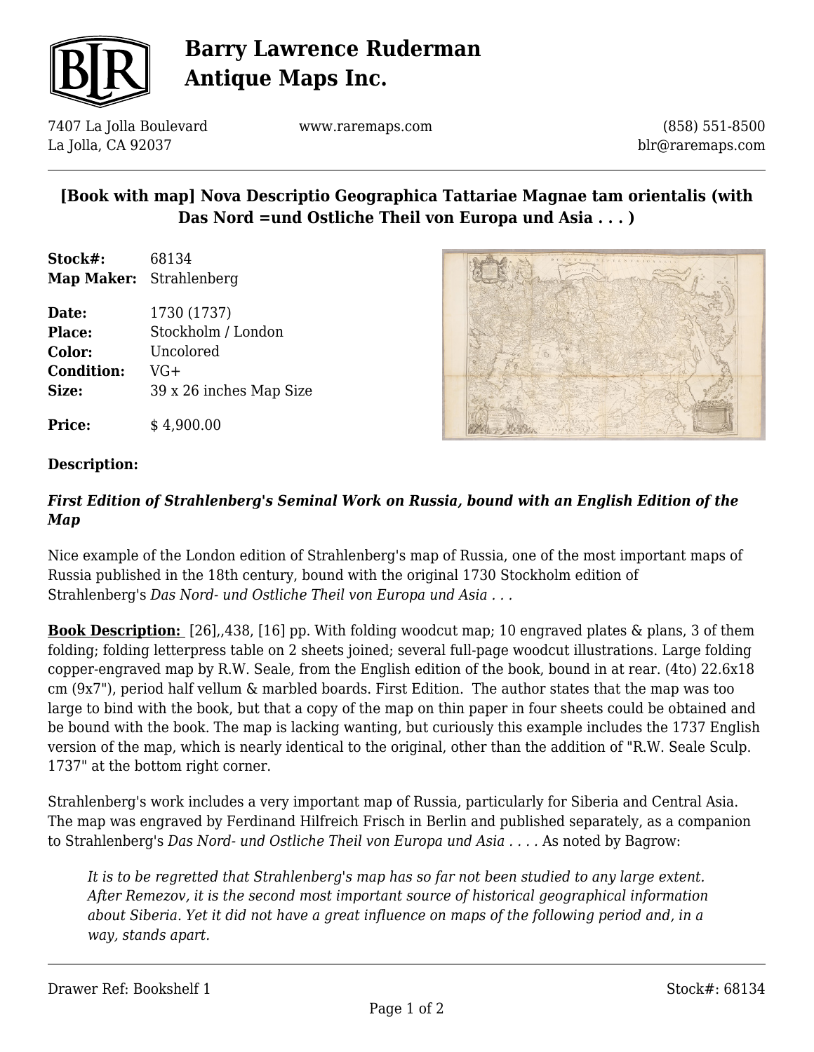# Barry Lawrence Ruderman Antique Maps Inc.

7407 La Jolla Boulevard
La Jolla, CA 92037

www.raremaps.com

(858) 551-8500
blr@raremaps.com

## [Book with map] Nova Descriptio Geographica Tattariae Magnae tam orientalis (with Das Nord =und Ostliche Theil von Europa und Asia . . . )

**Stock#:** 68134
**Map Maker:** Strahlenberg

**Date:** 1730 (1737)
**Place:** Stockholm / London
**Color:** Uncolored
**Condition:** VG+
**Size:** 39 x 26 inches Map Size

**Price:** $ 4,900.00

**Description:**

***First Edition of Strahlenberg's Seminal Work on Russia, bound with an English Edition of the Map***

Nice example of the London edition of Strahlenberg's map of Russia, one of the most important maps of Russia published in the 18th century, bound with the original 1730 Stockholm edition of Strahlenberg's *Das Nord- und Ostliche Theil von Europa und Asia . . .*

**Book Description:** [26],,438, [16] pp. With folding woodcut map; 10 engraved plates & plans, 3 of them folding; folding letterpress table on 2 sheets joined; several full-page woodcut illustrations. Large folding copper-engraved map by R.W. Seale, from the English edition of the book, bound in at rear. (4to) 22.6x18 cm (9x7"), period half vellum & marbled boards. First Edition. The author states that the map was too large to bind with the book, but that a copy of the map on thin paper in four sheets could be obtained and be bound with the book. The map is lacking wanting, but curiously this example includes the 1737 English version of the map, which is nearly identical to the original, other than the addition of "R.W. Seale Sculp. 1737" at the bottom right corner.

Strahlenberg's work includes a very important map of Russia, particularly for Siberia and Central Asia. The map was engraved by Ferdinand Hilfreich Frisch in Berlin and published separately, as a companion to Strahlenberg's *Das Nord- und Ostliche Theil von Europa und Asia . . . .* As noted by Bagrow:

> *It is to be regretted that Strahlenberg's map has so far not been studied to any large extent. After Remezov, it is the second most important source of historical geographical information about Siberia. Yet it did not have a great influence on maps of the following period and, in a way, stands apart.*

Drawer Ref: Bookshelf 1

Stock#: 68134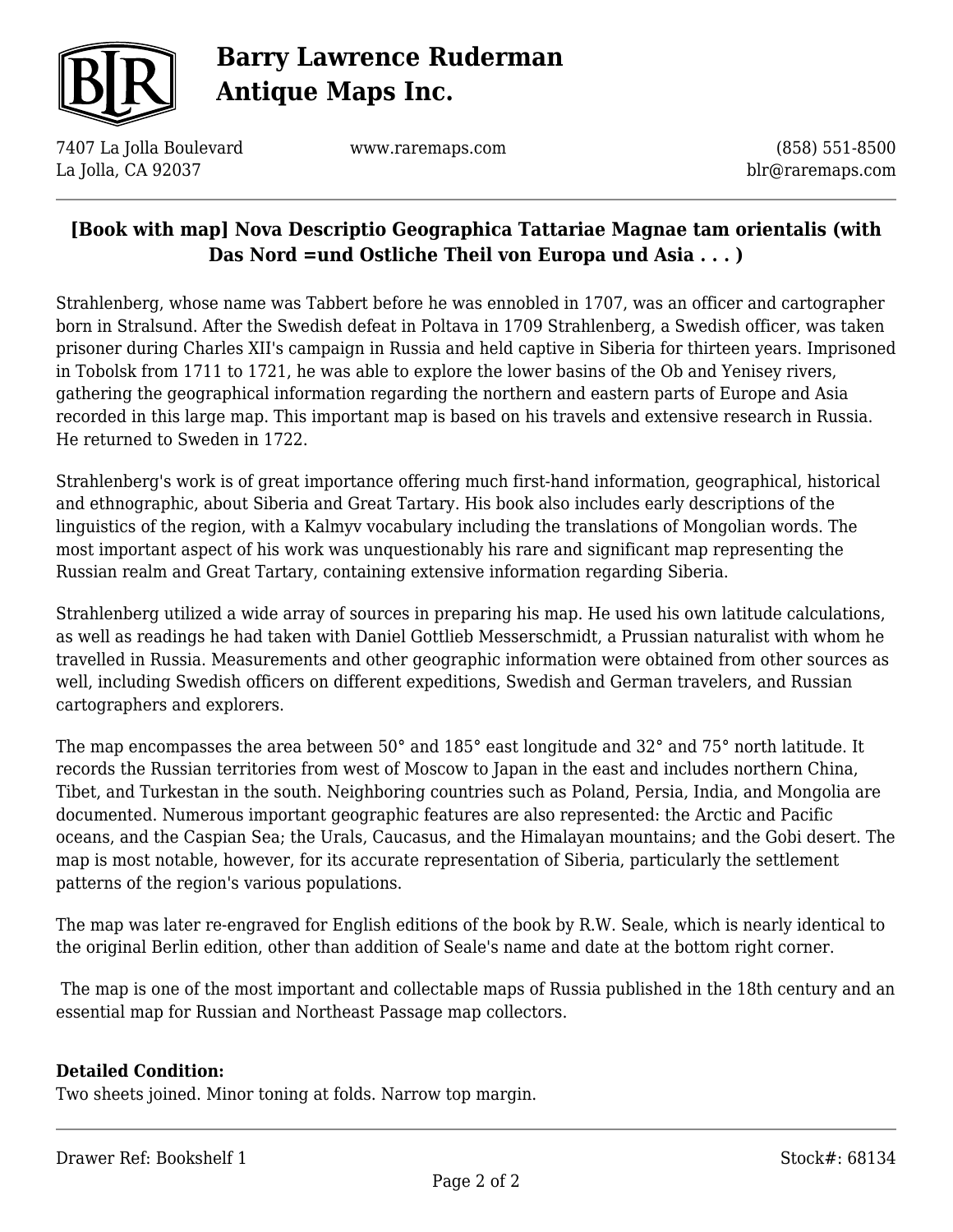## [Book with map] Nova Descriptio Geographica Tattariae Magnae tam orientalis (with Das Nord =und Ostliche Theil von Europa und Asia . . . )

Strahlenberg, whose name was Tabbert before he was ennobled in 1707, was an officer and cartographer born in Stralsund. After the Swedish defeat in Poltava in 1709 Strahlenberg, a Swedish officer, was taken prisoner during Charles XII's campaign in Russia and held captive in Siberia for thirteen years. Imprisoned in Tobolsk from 1711 to 1721, he was able to explore the lower basins of the Ob and Yenisey rivers, gathering the geographical information regarding the northern and eastern parts of Europe and Asia recorded in this large map. This important map is based on his travels and extensive research in Russia. He returned to Sweden in 1722.

Strahlenberg's work is of great importance offering much first-hand information, geographical, historical and ethnographic, about Siberia and Great Tartary. His book also includes early descriptions of the linguistics of the region, with a Kalmyv vocabulary including the translations of Mongolian words. The most important aspect of his work was unquestionably his rare and significant map representing the Russian realm and Great Tartary, containing extensive information regarding Siberia.

Strahlenberg utilized a wide array of sources in preparing his map. He used his own latitude calculations, as well as readings he had taken with Daniel Gottlieb Messerschmidt, a Prussian naturalist with whom he travelled in Russia. Measurements and other geographic information were obtained from other sources as well, including Swedish officers on different expeditions, Swedish and German travelers, and Russian cartographers and explorers.

The map encompasses the area between 50° and 185° east longitude and 32° and 75° north latitude. It records the Russian territories from west of Moscow to Japan in the east and includes northern China, Tibet, and Turkestan in the south. Neighboring countries such as Poland, Persia, India, and Mongolia are documented. Numerous important geographic features are also represented: the Arctic and Pacific oceans, and the Caspian Sea; the Urals, Caucasus, and the Himalayan mountains; and the Gobi desert. The map is most notable, however, for its accurate representation of Siberia, particularly the settlement patterns of the region's various populations.

The map was later re-engraved for English editions of the book by R.W. Seale, which is nearly identical to the original Berlin edition, other than addition of Seale's name and date at the bottom right corner.

The map is one of the most important and collectable maps of Russia published in the 18th century and an essential map for Russian and Northeast Passage map collectors.

**Detailed Condition:**
Two sheets joined. Minor toning at folds. Narrow top margin.

Drawer Ref: Bookshelf 1

Stock#: 68134